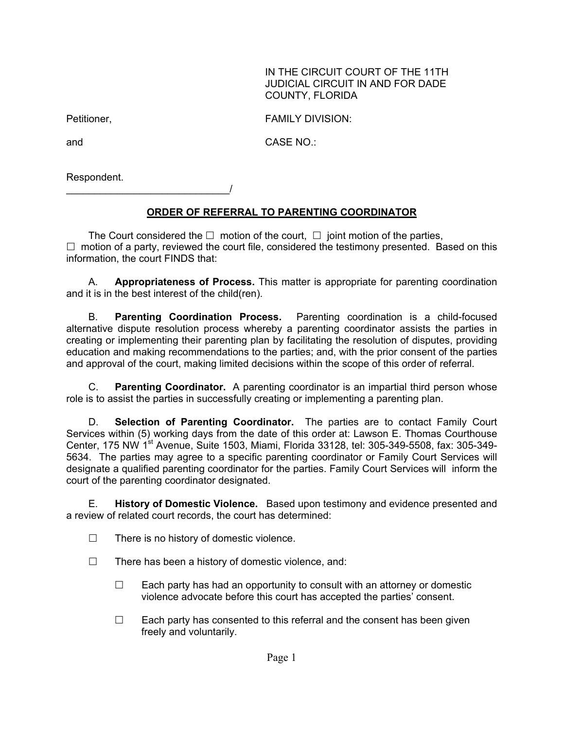IN THE CIRCUIT COURT OF THE 11TH JUDICIAL CIRCUIT IN AND FOR DADE COUNTY, FLORIDA

Petitioner,

FAMILY DIVISION:

and

CASE NO.:

Respondent.
_____________________________/

## ORDER OF REFERRAL TO PARENTING COORDINATOR

The Court considered the ☐ motion of the court, ☐ joint motion of the parties, ☐ motion of a party, reviewed the court file, considered the testimony presented. Based on this information, the court FINDS that:

A. **Appropriateness of Process.** This matter is appropriate for parenting coordination and it is in the best interest of the child(ren).

B. **Parenting Coordination Process.** Parenting coordination is a child-focused alternative dispute resolution process whereby a parenting coordinator assists the parties in creating or implementing their parenting plan by facilitating the resolution of disputes, providing education and making recommendations to the parties; and, with the prior consent of the parties and approval of the court, making limited decisions within the scope of this order of referral.

C. **Parenting Coordinator.** A parenting coordinator is an impartial third person whose role is to assist the parties in successfully creating or implementing a parenting plan.

D. **Selection of Parenting Coordinator.** The parties are to contact Family Court Services within (5) working days from the date of this order at: Lawson E. Thomas Courthouse Center, 175 NW 1st Avenue, Suite 1503, Miami, Florida 33128, tel: 305-349-5508, fax: 305-349-5634. The parties may agree to a specific parenting coordinator or Family Court Services will designate a qualified parenting coordinator for the parties. Family Court Services will inform the court of the parenting coordinator designated.

E. **History of Domestic Violence.** Based upon testimony and evidence presented and a review of related court records, the court has determined:

☐ There is no history of domestic violence.

☐ There has been a history of domestic violence, and:

- ☐ Each party has had an opportunity to consult with an attorney or domestic violence advocate before this court has accepted the parties' consent.
- ☐ Each party has consented to this referral and the consent has been given freely and voluntarily.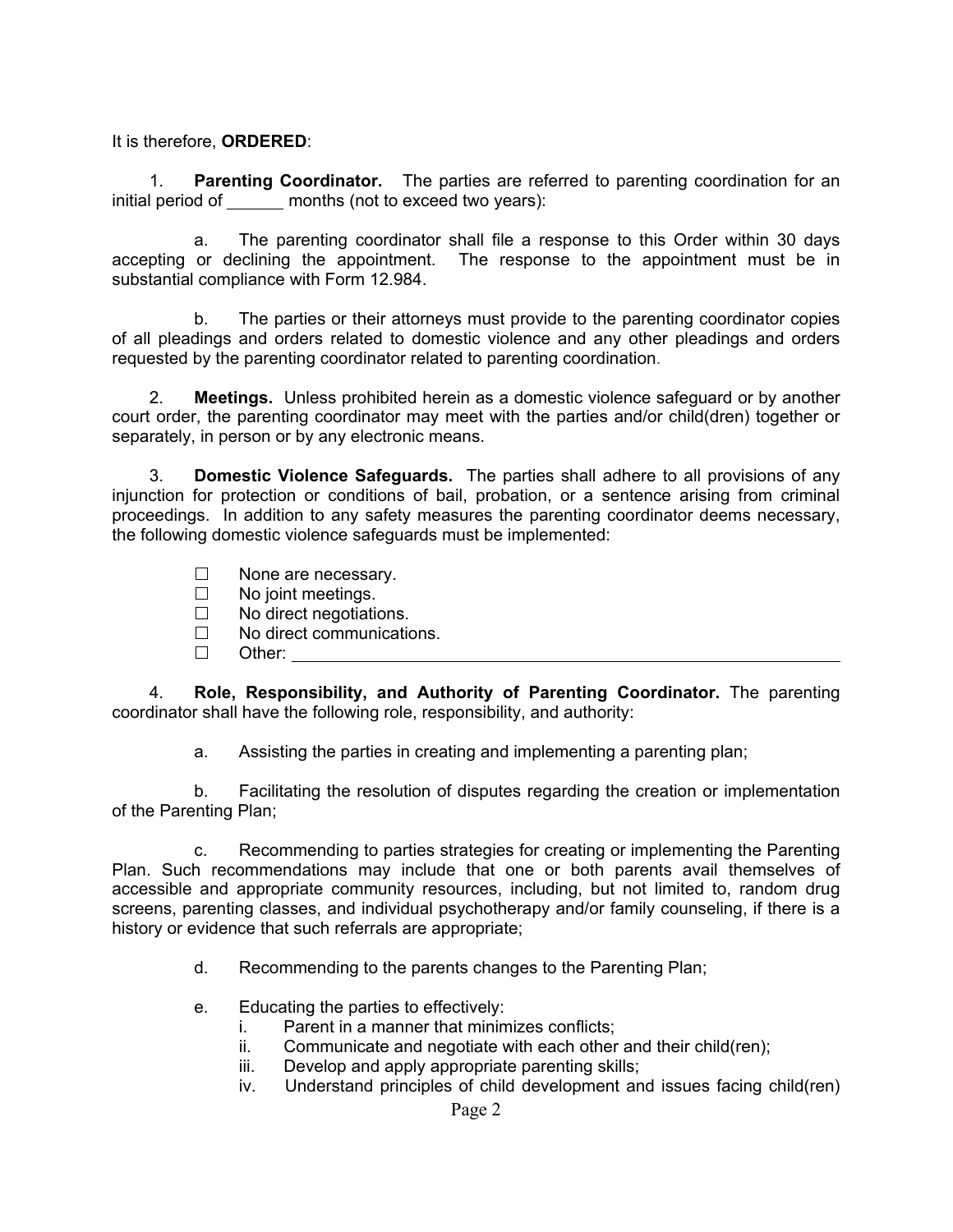It is therefore, **ORDERED**:

1. **Parenting Coordinator.** The parties are referred to parenting coordination for an initial period of ______ months (not to exceed two years):

   a. The parenting coordinator shall file a response to this Order within 30 days accepting or declining the appointment. The response to the appointment must be in substantial compliance with Form 12.984.

   b. The parties or their attorneys must provide to the parenting coordinator copies of all pleadings and orders related to domestic violence and any other pleadings and orders requested by the parenting coordinator related to parenting coordination.

2. **Meetings.** Unless prohibited herein as a domestic violence safeguard or by another court order, the parenting coordinator may meet with the parties and/or child(dren) together or separately, in person or by any electronic means.

3. **Domestic Violence Safeguards.** The parties shall adhere to all provisions of any injunction for protection or conditions of bail, probation, or a sentence arising from criminal proceedings. In addition to any safety measures the parenting coordinator deems necessary, the following domestic violence safeguards must be implemented:

   ☐ None are necessary.
   ☐ No joint meetings.
   ☐ No direct negotiations.
   ☐ No direct communications.
   ☐ Other: ____________________________________________________________

4. **Role, Responsibility, and Authority of Parenting Coordinator.** The parenting coordinator shall have the following role, responsibility, and authority:

   a. Assisting the parties in creating and implementing a parenting plan;

   b. Facilitating the resolution of disputes regarding the creation or implementation of the Parenting Plan;

   c. Recommending to parties strategies for creating or implementing the Parenting Plan. Such recommendations may include that one or both parents avail themselves of accessible and appropriate community resources, including, but not limited to, random drug screens, parenting classes, and individual psychotherapy and/or family counseling, if there is a history or evidence that such referrals are appropriate;

   d. Recommending to the parents changes to the Parenting Plan;

   e. Educating the parties to effectively:
      i. Parent in a manner that minimizes conflicts;
      ii. Communicate and negotiate with each other and their child(ren);
      iii. Develop and apply appropriate parenting skills;
      iv. Understand principles of child development and issues facing child(ren)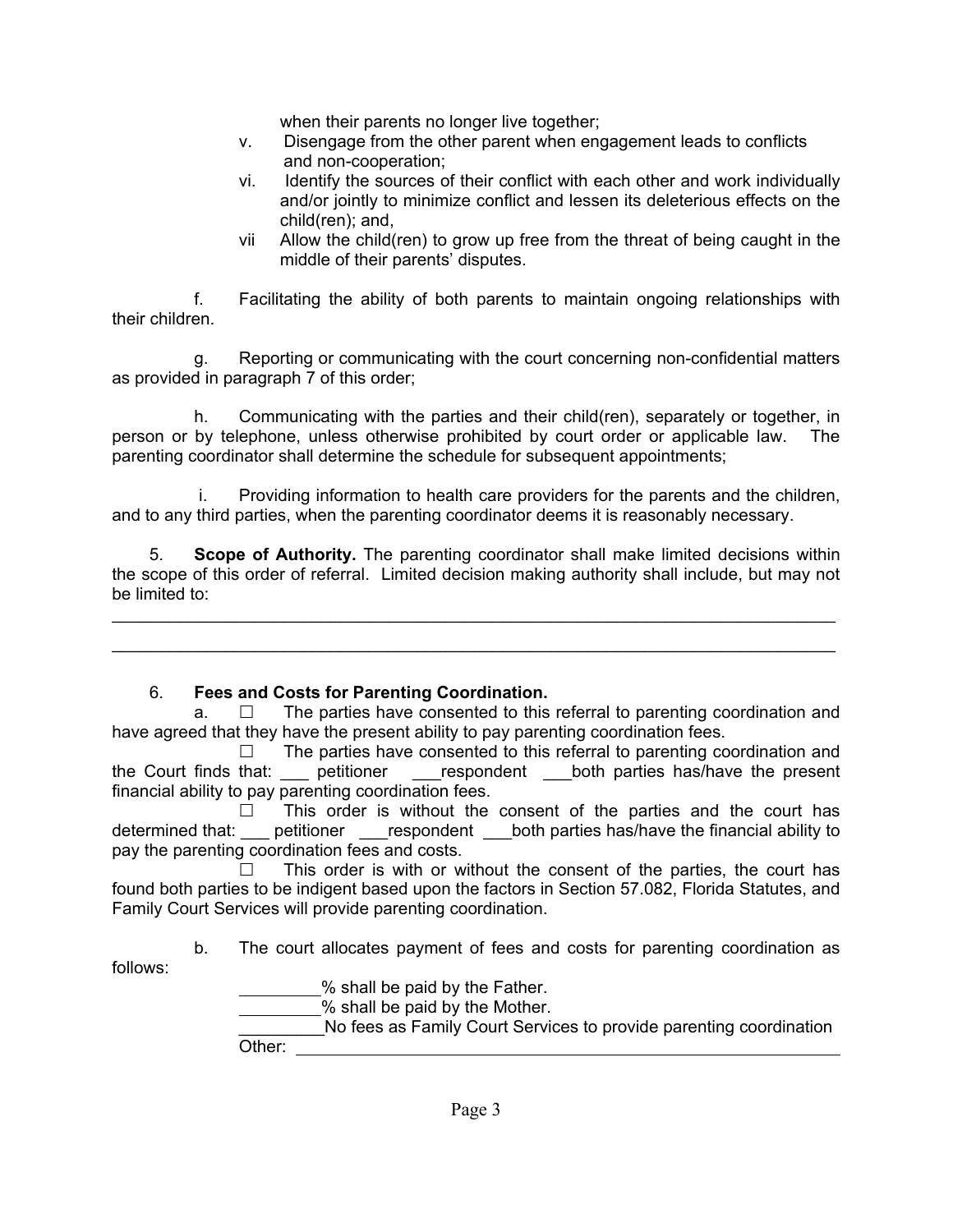when their parents no longer live together;

v. Disengage from the other parent when engagement leads to conflicts and non-cooperation;

vi. Identify the sources of their conflict with each other and work individually and/or jointly to minimize conflict and lessen its deleterious effects on the child(ren); and,

vii Allow the child(ren) to grow up free from the threat of being caught in the middle of their parents' disputes.

f. Facilitating the ability of both parents to maintain ongoing relationships with their children.

g. Reporting or communicating with the court concerning non-confidential matters as provided in paragraph 7 of this order;

h. Communicating with the parties and their child(ren), separately or together, in person or by telephone, unless otherwise prohibited by court order or applicable law. The parenting coordinator shall determine the schedule for subsequent appointments;

i. Providing information to health care providers for the parents and the children, and to any third parties, when the parenting coordinator deems it is reasonably necessary.

5. **Scope of Authority.** The parenting coordinator shall make limited decisions within the scope of this order of referral. Limited decision making authority shall include, but may not be limited to:

\_\_\_\_\_\_\_\_\_\_\_\_\_\_\_\_\_\_\_\_\_\_\_\_\_\_\_\_\_\_\_\_\_\_\_\_\_\_\_\_\_\_\_\_\_\_\_\_\_\_\_\_\_\_\_\_\_\_\_\_\_\_\_\_\_\_\_\_\_\_\_\_\_\_

\_\_\_\_\_\_\_\_\_\_\_\_\_\_\_\_\_\_\_\_\_\_\_\_\_\_\_\_\_\_\_\_\_\_\_\_\_\_\_\_\_\_\_\_\_\_\_\_\_\_\_\_\_\_\_\_\_\_\_\_\_\_\_\_\_\_\_\_\_\_\_\_\_\_

6. **Fees and Costs for Parenting Coordination.**

a. ☐ The parties have consented to this referral to parenting coordination and have agreed that they have the present ability to pay parenting coordination fees.

☐ The parties have consented to this referral to parenting coordination and the Court finds that: ___ petitioner ___respondent ___both parties has/have the present financial ability to pay parenting coordination fees.

☐ This order is without the consent of the parties and the court has determined that: ___ petitioner ___respondent ___both parties has/have the financial ability to pay the parenting coordination fees and costs.

☐ This order is with or without the consent of the parties, the court has found both parties to be indigent based upon the factors in Section 57.082, Florida Statutes, and Family Court Services will provide parenting coordination.

b. The court allocates payment of fees and costs for parenting coordination as follows:

_________% shall be paid by the Father.

_________% shall be paid by the Mother.

_________No fees as Family Court Services to provide parenting coordination

Other: \_\_\_\_\_\_\_\_\_\_\_\_\_\_\_\_\_\_\_\_\_\_\_\_\_\_\_\_\_\_\_\_\_\_\_\_\_\_\_\_\_\_\_\_\_\_\_\_\_\_\_\_\_\_\_\_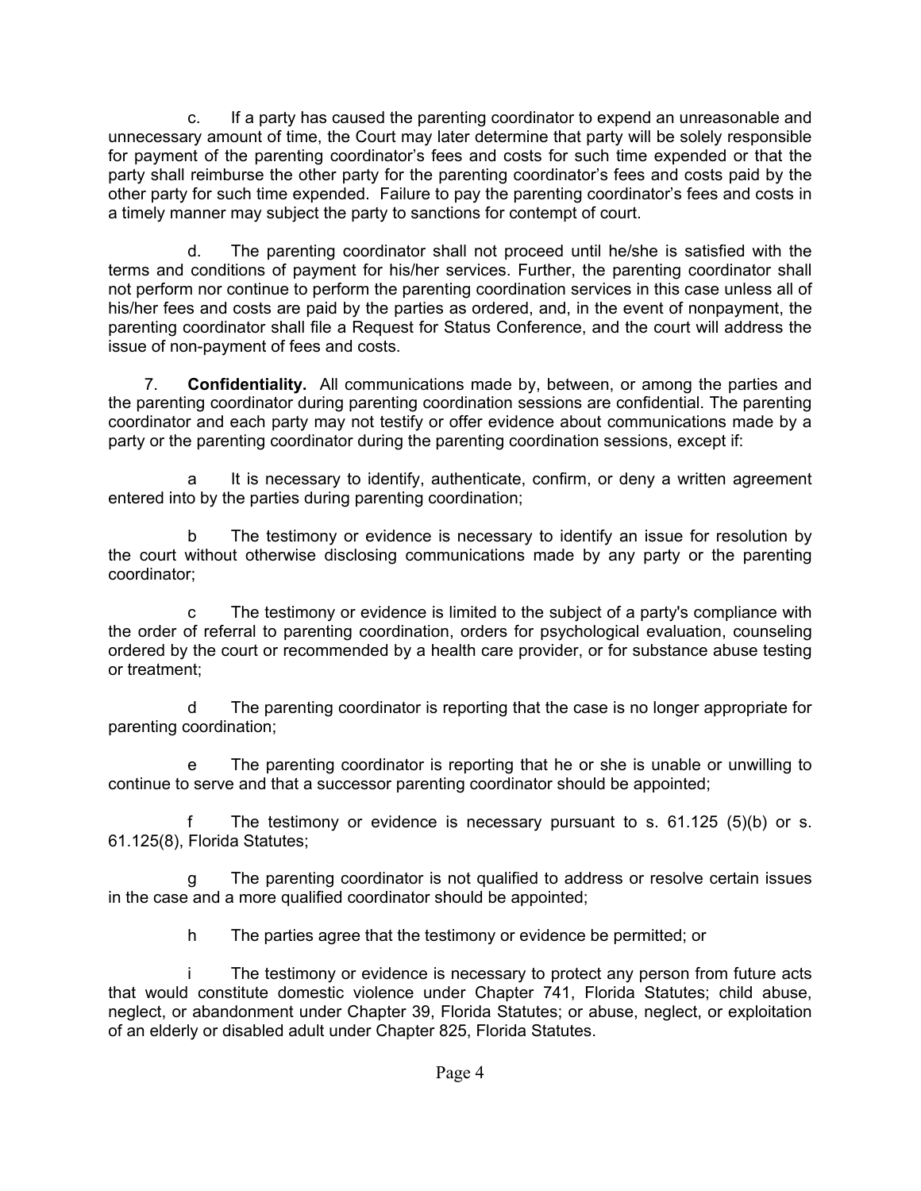c. If a party has caused the parenting coordinator to expend an unreasonable and unnecessary amount of time, the Court may later determine that party will be solely responsible for payment of the parenting coordinator's fees and costs for such time expended or that the party shall reimburse the other party for the parenting coordinator's fees and costs paid by the other party for such time expended. Failure to pay the parenting coordinator's fees and costs in a timely manner may subject the party to sanctions for contempt of court.

d. The parenting coordinator shall not proceed until he/she is satisfied with the terms and conditions of payment for his/her services. Further, the parenting coordinator shall not perform nor continue to perform the parenting coordination services in this case unless all of his/her fees and costs are paid by the parties as ordered, and, in the event of nonpayment, the parenting coordinator shall file a Request for Status Conference, and the court will address the issue of non-payment of fees and costs.

7. **Confidentiality.** All communications made by, between, or among the parties and the parenting coordinator during parenting coordination sessions are confidential. The parenting coordinator and each party may not testify or offer evidence about communications made by a party or the parenting coordinator during the parenting coordination sessions, except if:

a It is necessary to identify, authenticate, confirm, or deny a written agreement entered into by the parties during parenting coordination;

b The testimony or evidence is necessary to identify an issue for resolution by the court without otherwise disclosing communications made by any party or the parenting coordinator;

c The testimony or evidence is limited to the subject of a party's compliance with the order of referral to parenting coordination, orders for psychological evaluation, counseling ordered by the court or recommended by a health care provider, or for substance abuse testing or treatment;

d The parenting coordinator is reporting that the case is no longer appropriate for parenting coordination;

e The parenting coordinator is reporting that he or she is unable or unwilling to continue to serve and that a successor parenting coordinator should be appointed;

f The testimony or evidence is necessary pursuant to s. 61.125 (5)(b) or s. 61.125(8), Florida Statutes;

g The parenting coordinator is not qualified to address or resolve certain issues in the case and a more qualified coordinator should be appointed;

h The parties agree that the testimony or evidence be permitted; or

i The testimony or evidence is necessary to protect any person from future acts that would constitute domestic violence under Chapter 741, Florida Statutes; child abuse, neglect, or abandonment under Chapter 39, Florida Statutes; or abuse, neglect, or exploitation of an elderly or disabled adult under Chapter 825, Florida Statutes.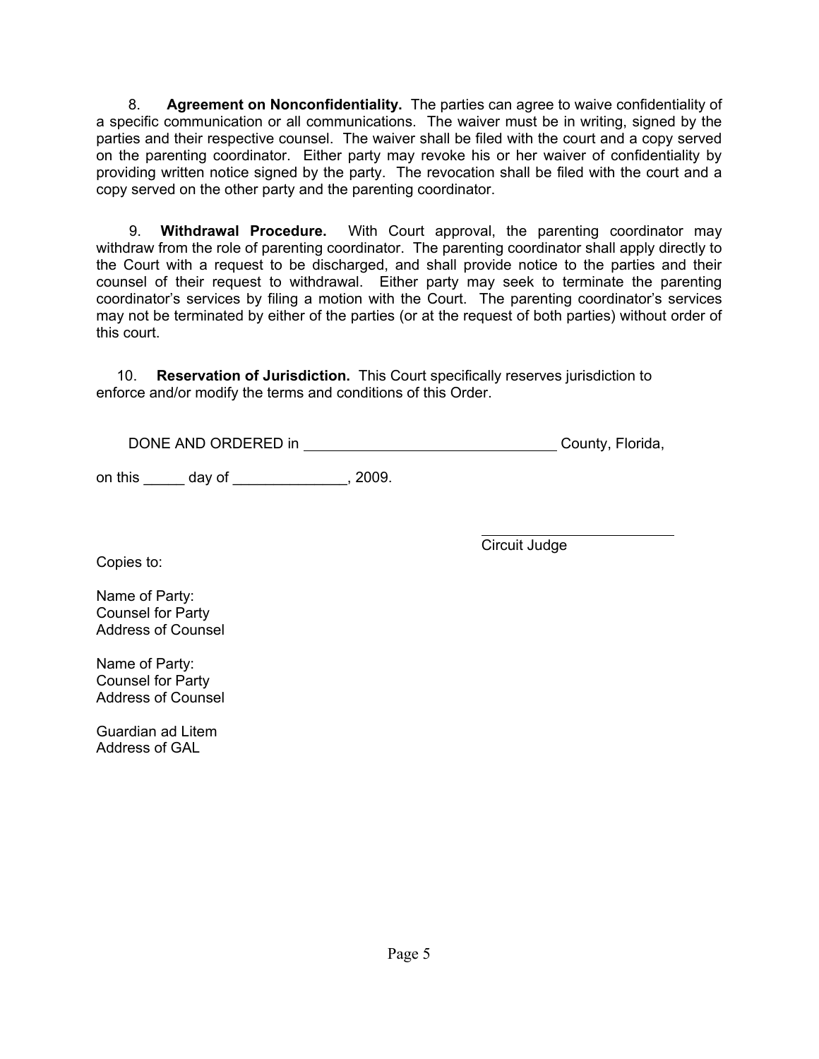8. **Agreement on Nonconfidentiality.** The parties can agree to waive confidentiality of a specific communication or all communications. The waiver must be in writing, signed by the parties and their respective counsel. The waiver shall be filed with the court and a copy served on the parenting coordinator. Either party may revoke his or her waiver of confidentiality by providing written notice signed by the party. The revocation shall be filed with the court and a copy served on the other party and the parenting coordinator.

9. **Withdrawal Procedure.** With Court approval, the parenting coordinator may withdraw from the role of parenting coordinator. The parenting coordinator shall apply directly to the Court with a request to be discharged, and shall provide notice to the parties and their counsel of their request to withdrawal. Either party may seek to terminate the parenting coordinator's services by filing a motion with the Court. The parenting coordinator's services may not be terminated by either of the parties (or at the request of both parties) without order of this court.

10. **Reservation of Jurisdiction.** This Court specifically reserves jurisdiction to enforce and/or modify the terms and conditions of this Order.

DONE AND ORDERED in ________________________________ County, Florida,

on this _____ day of ______________, 2009.

_________________________
Circuit Judge

Copies to:

Name of Party:
Counsel for Party
Address of Counsel

Name of Party:
Counsel for Party
Address of Counsel

Guardian ad Litem
Address of GAL